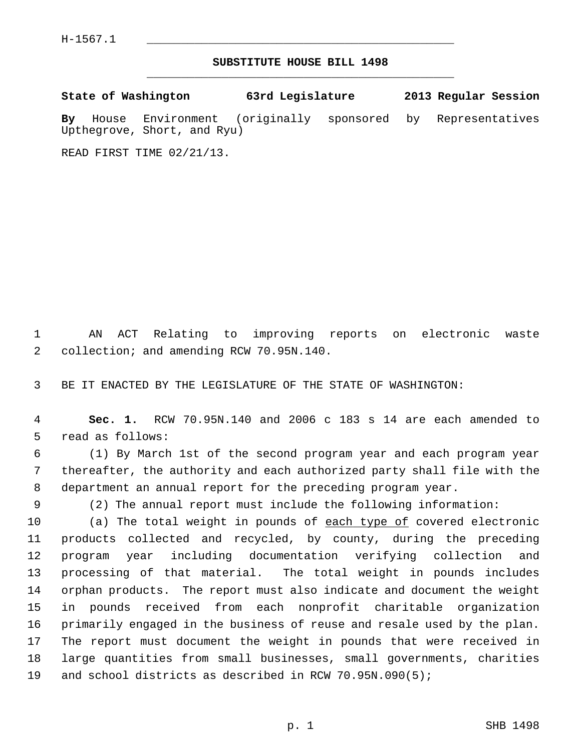H-1567.1

# SUBSTITUTE HOUSE BILL 1498

**State of Washington 63rd Legislature 2013 Regular Session**

**By** House Environment (originally sponsored by Representatives Upthegrove, Short, and Ryu)

READ FIRST TIME 02/21/13.

AN ACT Relating to improving reports on electronic waste collection; and amending RCW 70.95N.140.

BE IT ENACTED BY THE LEGISLATURE OF THE STATE OF WASHINGTON:

**Sec. 1.** RCW 70.95N.140 and 2006 c 183 s 14 are each amended to read as follows:

(1) By March 1st of the second program year and each program year thereafter, the authority and each authorized party shall file with the department an annual report for the preceding program year.

(2) The annual report must include the following information:

(a) The total weight in pounds of <u>each type of</u> covered electronic products collected and recycled, by county, during the preceding program year including documentation verifying collection and processing of that material. The total weight in pounds includes orphan products. The report must also indicate and document the weight in pounds received from each nonprofit charitable organization primarily engaged in the business of reuse and resale used by the plan. The report must document the weight in pounds that were received in large quantities from small businesses, small governments, charities and school districts as described in RCW 70.95N.090(5);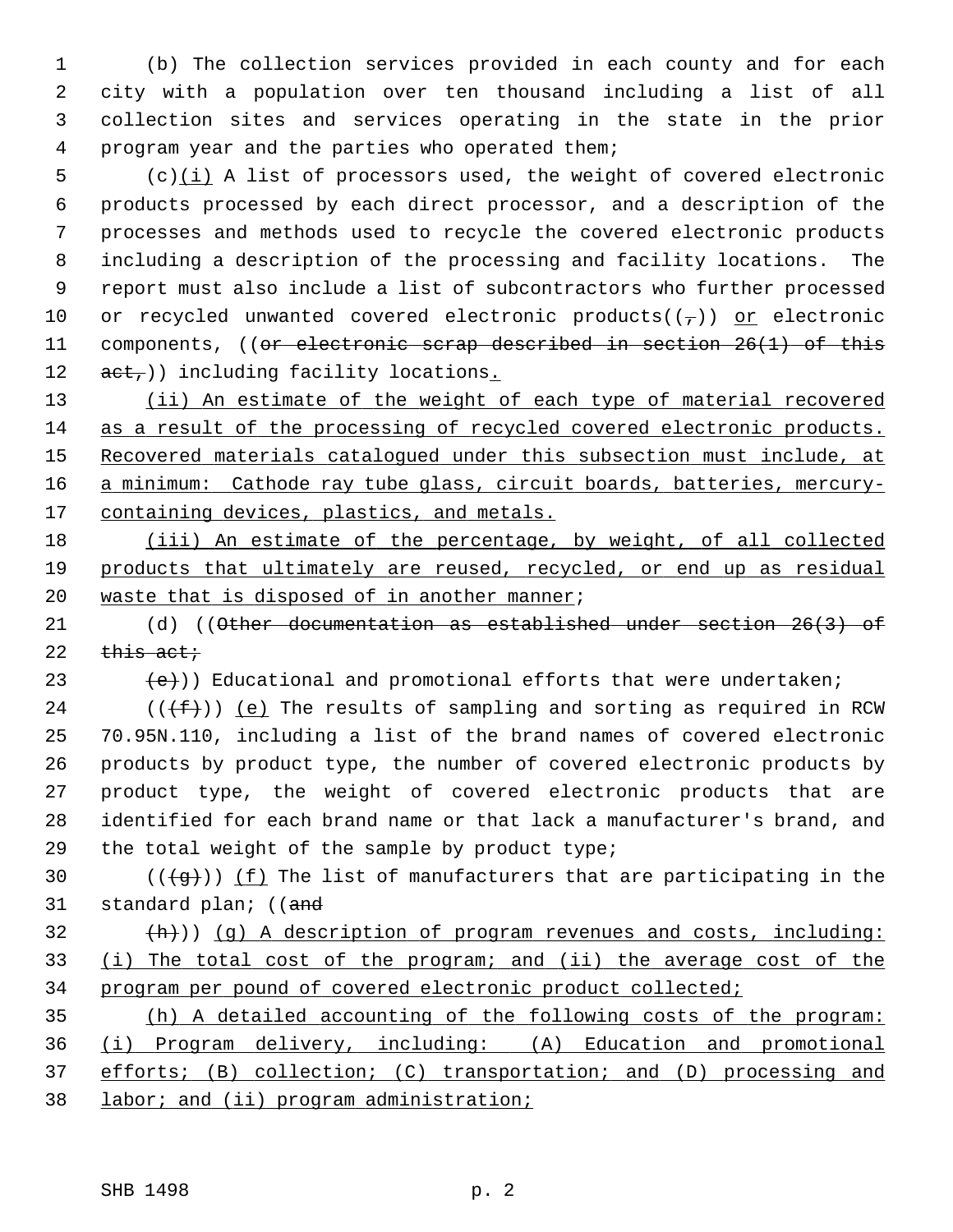(b) The collection services provided in each county and for each city with a population over ten thousand including a list of all collection sites and services operating in the state in the prior program year and the parties who operated them;

(c)<u>(i)</u> A list of processors used, the weight of covered electronic products processed by each direct processor, and a description of the processes and methods used to recycle the covered electronic products including a description of the processing and facility locations. The report must also include a list of subcontractors who further processed or recycled unwanted covered electronic products((~~,~~)) <u>or</u> electronic components, ((~~or electronic scrap described in section 26(1) of this act,~~)) including facility locations<u>.</u>

<u>(ii) An estimate of the weight of each type of material recovered as a result of the processing of recycled covered electronic products. Recovered materials catalogued under this subsection must include, at a minimum: Cathode ray tube glass, circuit boards, batteries, mercury-containing devices, plastics, and metals.</u>

<u>(iii) An estimate of the percentage, by weight, of all collected products that ultimately are reused, recycled, or end up as residual waste that is disposed of in another manner</u>;

(d) ((~~Other documentation as established under section 26(3) of this act;~~

~~(e)~~)) Educational and promotional efforts that were undertaken;

((~~(f)~~)) <u>(e)</u> The results of sampling and sorting as required in RCW 70.95N.110, including a list of the brand names of covered electronic products by product type, the number of covered electronic products by product type, the weight of covered electronic products that are identified for each brand name or that lack a manufacturer's brand, and the total weight of the sample by product type;

((~~(g)~~)) <u>(f)</u> The list of manufacturers that are participating in the standard plan; ((~~and~~

~~(h)~~)) <u>(g) A description of program revenues and costs, including: (i) The total cost of the program; and (ii) the average cost of the program per pound of covered electronic product collected;</u>

<u>(h) A detailed accounting of the following costs of the program: (i) Program delivery, including: (A) Education and promotional efforts; (B) collection; (C) transportation; and (D) processing and labor; and (ii) program administration;</u>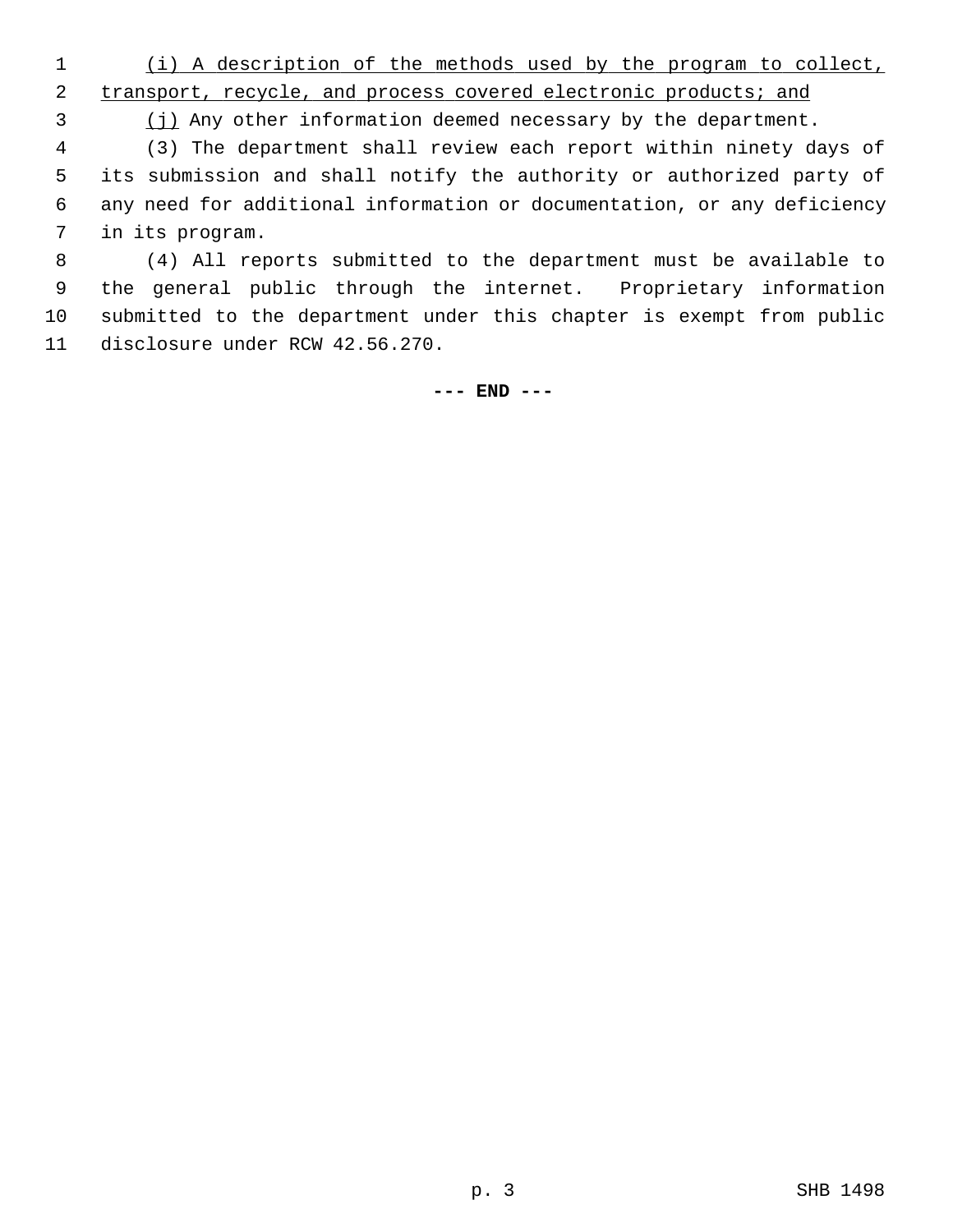(i) A description of the methods used by the program to collect, transport, recycle, and process covered electronic products; and

(j) Any other information deemed necessary by the department.

(3) The department shall review each report within ninety days of its submission and shall notify the authority or authorized party of any need for additional information or documentation, or any deficiency in its program.

(4) All reports submitted to the department must be available to the general public through the internet. Proprietary information submitted to the department under this chapter is exempt from public disclosure under RCW 42.56.270.

**--- END ---**